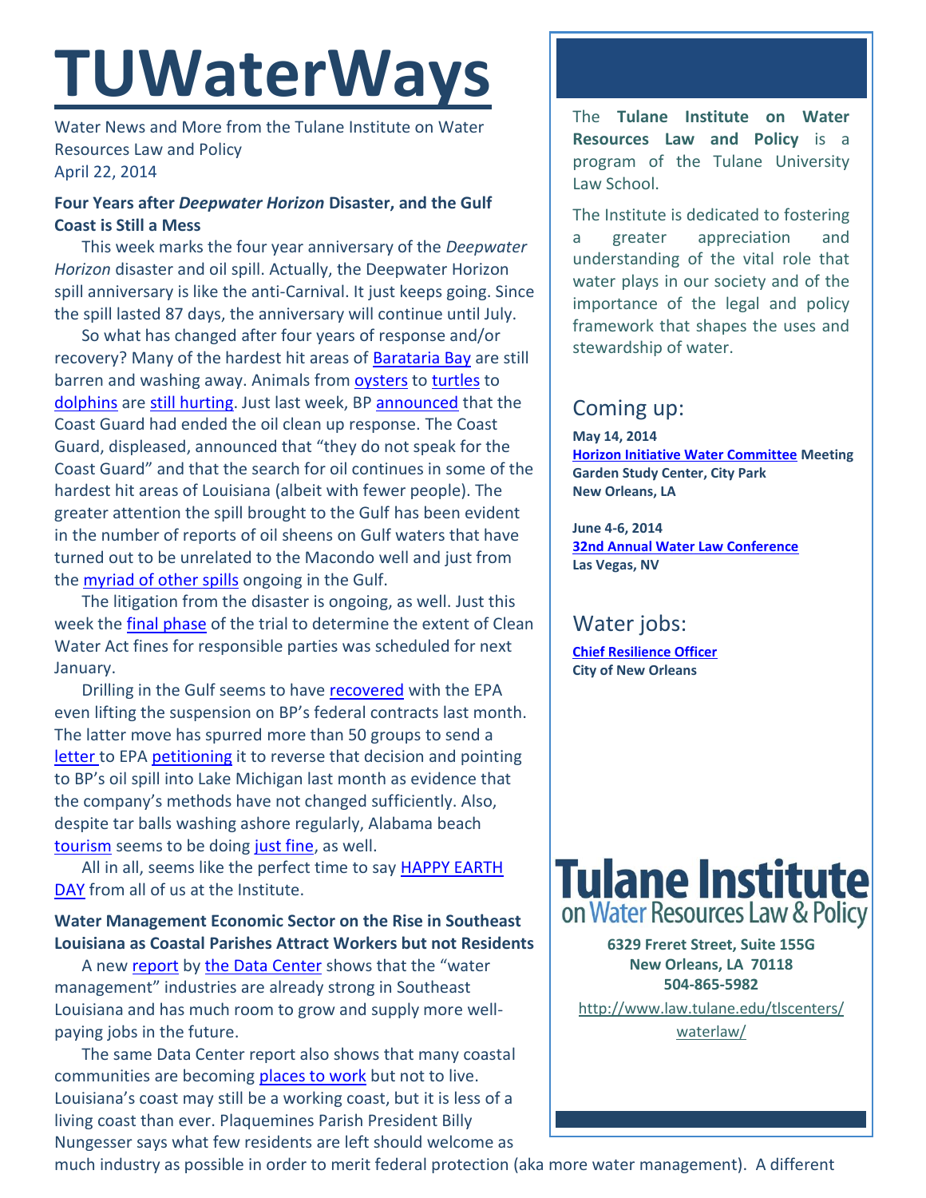# TUWaterWays

Water News and More from the Tulane Institute on Water Resources Law and Policy
April 22, 2014

### Four Years after *Deepwater Horizon* Disaster, and the Gulf Coast is Still a Mess

This week marks the four year anniversary of the *Deepwater Horizon* disaster and oil spill. Actually, the Deepwater Horizon spill anniversary is like the anti-Carnival. It just keeps going. Since the spill lasted 87 days, the anniversary will continue until July.

So what has changed after four years of response and/or recovery? Many of the hardest hit areas of Barataria Bay are still barren and washing away. Animals from oysters to turtles to dolphins are still hurting. Just last week, BP announced that the Coast Guard had ended the oil clean up response. The Coast Guard, displeased, announced that "they do not speak for the Coast Guard" and that the search for oil continues in some of the hardest hit areas of Louisiana (albeit with fewer people). The greater attention the spill brought to the Gulf has been evident in the number of reports of oil sheens on Gulf waters that have turned out to be unrelated to the Macondo well and just from the myriad of other spills ongoing in the Gulf.

The litigation from the disaster is ongoing, as well. Just this week the final phase of the trial to determine the extent of Clean Water Act fines for responsible parties was scheduled for next January.

Drilling in the Gulf seems to have recovered with the EPA even lifting the suspension on BP's federal contracts last month. The latter move has spurred more than 50 groups to send a letter to EPA petitioning it to reverse that decision and pointing to BP's oil spill into Lake Michigan last month as evidence that the company's methods have not changed sufficiently. Also, despite tar balls washing ashore regularly, Alabama beach tourism seems to be doing just fine, as well.

All in all, seems like the perfect time to say HAPPY EARTH DAY from all of us at the Institute.

### Water Management Economic Sector on the Rise in Southeast Louisiana as Coastal Parishes Attract Workers but not Residents

A new report by the Data Center shows that the "water management" industries are already strong in Southeast Louisiana and has much room to grow and supply more well-paying jobs in the future.

The same Data Center report also shows that many coastal communities are becoming places to work but not to live. Louisiana's coast may still be a working coast, but it is less of a living coast than ever. Plaquemines Parish President Billy Nungesser says what few residents are left should welcome as much industry as possible in order to merit federal protection (aka more water management). A different

---

The **Tulane Institute on Water Resources Law and Policy** is a program of the Tulane University Law School.

The Institute is dedicated to fostering a greater appreciation and understanding of the vital role that water plays in our society and of the importance of the legal and policy framework that shapes the uses and stewardship of water.

## Coming up:

**May 14, 2014**
**Horizon Initiative Water Committee Meeting**
**Garden Study Center, City Park**
**New Orleans, LA**

**June 4-6, 2014**
**32nd Annual Water Law Conference**
**Las Vegas, NV**

## Water jobs:

**Chief Resilience Officer**
**City of New Orleans**

**Tulane Institute on Water Resources Law & Policy**

**6329 Freret Street, Suite 155G**
**New Orleans, LA 70118**
**504-865-5982**

http://www.law.tulane.edu/tlscenters/waterlaw/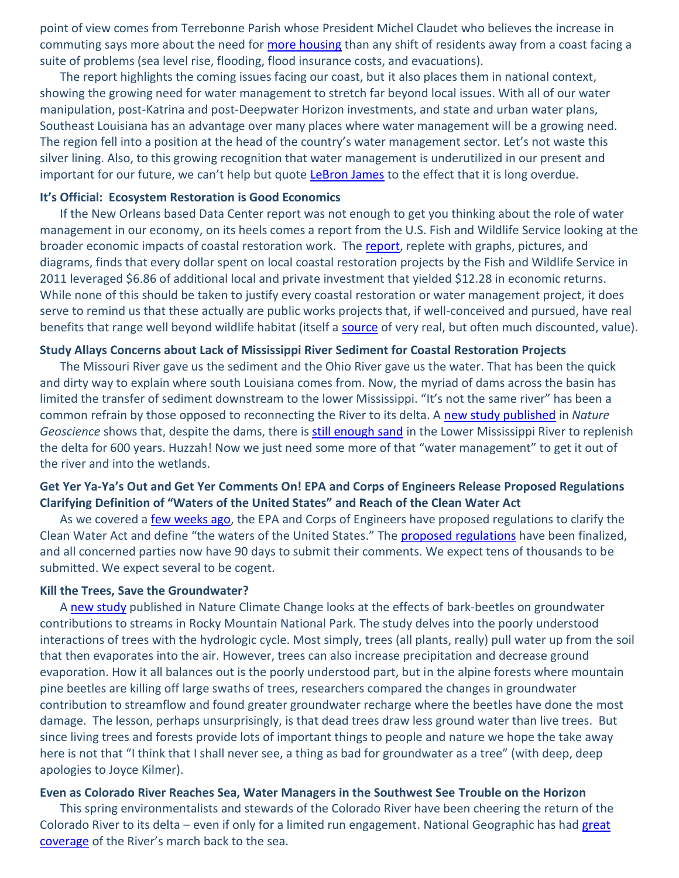point of view comes from Terrebonne Parish whose President Michel Claudet who believes the increase in commuting says more about the need for more housing than any shift of residents away from a coast facing a suite of problems (sea level rise, flooding, flood insurance costs, and evacuations).

The report highlights the coming issues facing our coast, but it also places them in national context, showing the growing need for water management to stretch far beyond local issues. With all of our water manipulation, post-Katrina and post-Deepwater Horizon investments, and state and urban water plans, Southeast Louisiana has an advantage over many places where water management will be a growing need. The region fell into a position at the head of the country's water management sector. Let's not waste this silver lining. Also, to this growing recognition that water management is underutilized in our present and important for our future, we can't help but quote LeBron James to the effect that it is long overdue.

**It's Official: Ecosystem Restoration is Good Economics**

If the New Orleans based Data Center report was not enough to get you thinking about the role of water management in our economy, on its heels comes a report from the U.S. Fish and Wildlife Service looking at the broader economic impacts of coastal restoration work. The report, replete with graphs, pictures, and diagrams, finds that every dollar spent on local coastal restoration projects by the Fish and Wildlife Service in 2011 leveraged $6.86 of additional local and private investment that yielded $12.28 in economic returns. While none of this should be taken to justify every coastal restoration or water management project, it does serve to remind us that these actually are public works projects that, if well-conceived and pursued, have real benefits that range well beyond wildlife habitat (itself a source of very real, but often much discounted, value).

**Study Allays Concerns about Lack of Mississippi River Sediment for Coastal Restoration Projects**

The Missouri River gave us the sediment and the Ohio River gave us the water. That has been the quick and dirty way to explain where south Louisiana comes from. Now, the myriad of dams across the basin has limited the transfer of sediment downstream to the lower Mississippi. "It's not the same river" has been a common refrain by those opposed to reconnecting the River to its delta. A new study published in *Nature Geoscience* shows that, despite the dams, there is still enough sand in the Lower Mississippi River to replenish the delta for 600 years. Huzzah! Now we just need some more of that "water management" to get it out of the river and into the wetlands.

**Get Yer Ya-Ya's Out and Get Yer Comments On! EPA and Corps of Engineers Release Proposed Regulations Clarifying Definition of "Waters of the United States" and Reach of the Clean Water Act**

As we covered a few weeks ago, the EPA and Corps of Engineers have proposed regulations to clarify the Clean Water Act and define "the waters of the United States." The proposed regulations have been finalized, and all concerned parties now have 90 days to submit their comments. We expect tens of thousands to be submitted. We expect several to be cogent.

**Kill the Trees, Save the Groundwater?**

A new study published in Nature Climate Change looks at the effects of bark-beetles on groundwater contributions to streams in Rocky Mountain National Park. The study delves into the poorly understood interactions of trees with the hydrologic cycle. Most simply, trees (all plants, really) pull water up from the soil that then evaporates into the air. However, trees can also increase precipitation and decrease ground evaporation. How it all balances out is the poorly understood part, but in the alpine forests where mountain pine beetles are killing off large swaths of trees, researchers compared the changes in groundwater contribution to streamflow and found greater groundwater recharge where the beetles have done the most damage. The lesson, perhaps unsurprisingly, is that dead trees draw less ground water than live trees. But since living trees and forests provide lots of important things to people and nature we hope the take away here is not that "I think that I shall never see, a thing as bad for groundwater as a tree" (with deep, deep apologies to Joyce Kilmer).

**Even as Colorado River Reaches Sea, Water Managers in the Southwest See Trouble on the Horizon**

This spring environmentalists and stewards of the Colorado River have been cheering the return of the Colorado River to its delta – even if only for a limited run engagement. National Geographic has had great coverage of the River's march back to the sea.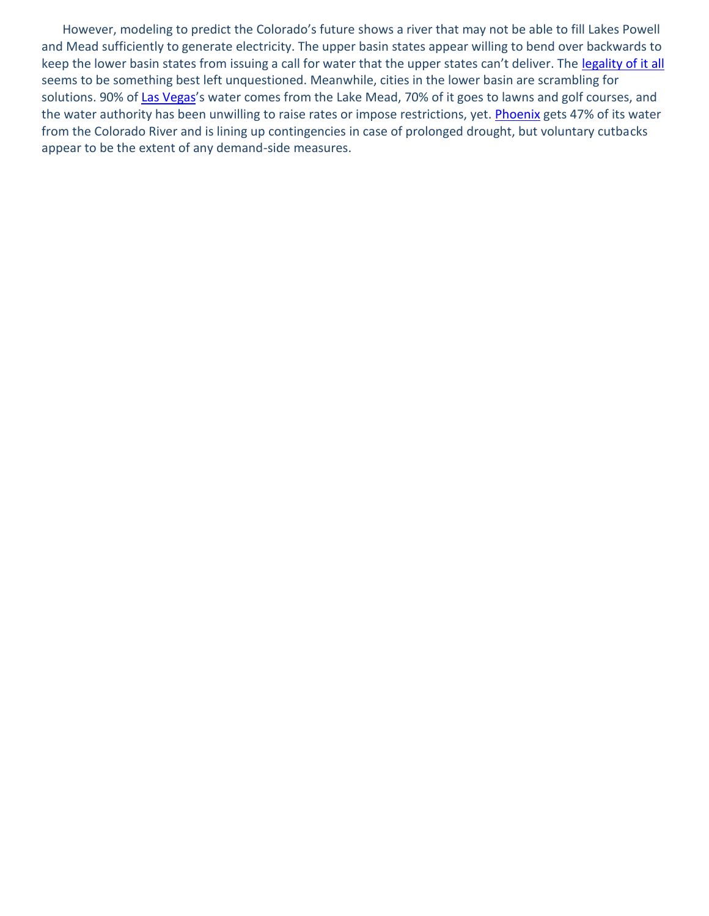However, modeling to predict the Colorado's future shows a river that may not be able to fill Lakes Powell and Mead sufficiently to generate electricity. The upper basin states appear willing to bend over backwards to keep the lower basin states from issuing a call for water that the upper states can't deliver. The legality of it all seems to be something best left unquestioned. Meanwhile, cities in the lower basin are scrambling for solutions. 90% of Las Vegas's water comes from the Lake Mead, 70% of it goes to lawns and golf courses, and the water authority has been unwilling to raise rates or impose restrictions, yet. Phoenix gets 47% of its water from the Colorado River and is lining up contingencies in case of prolonged drought, but voluntary cutbacks appear to be the extent of any demand-side measures.